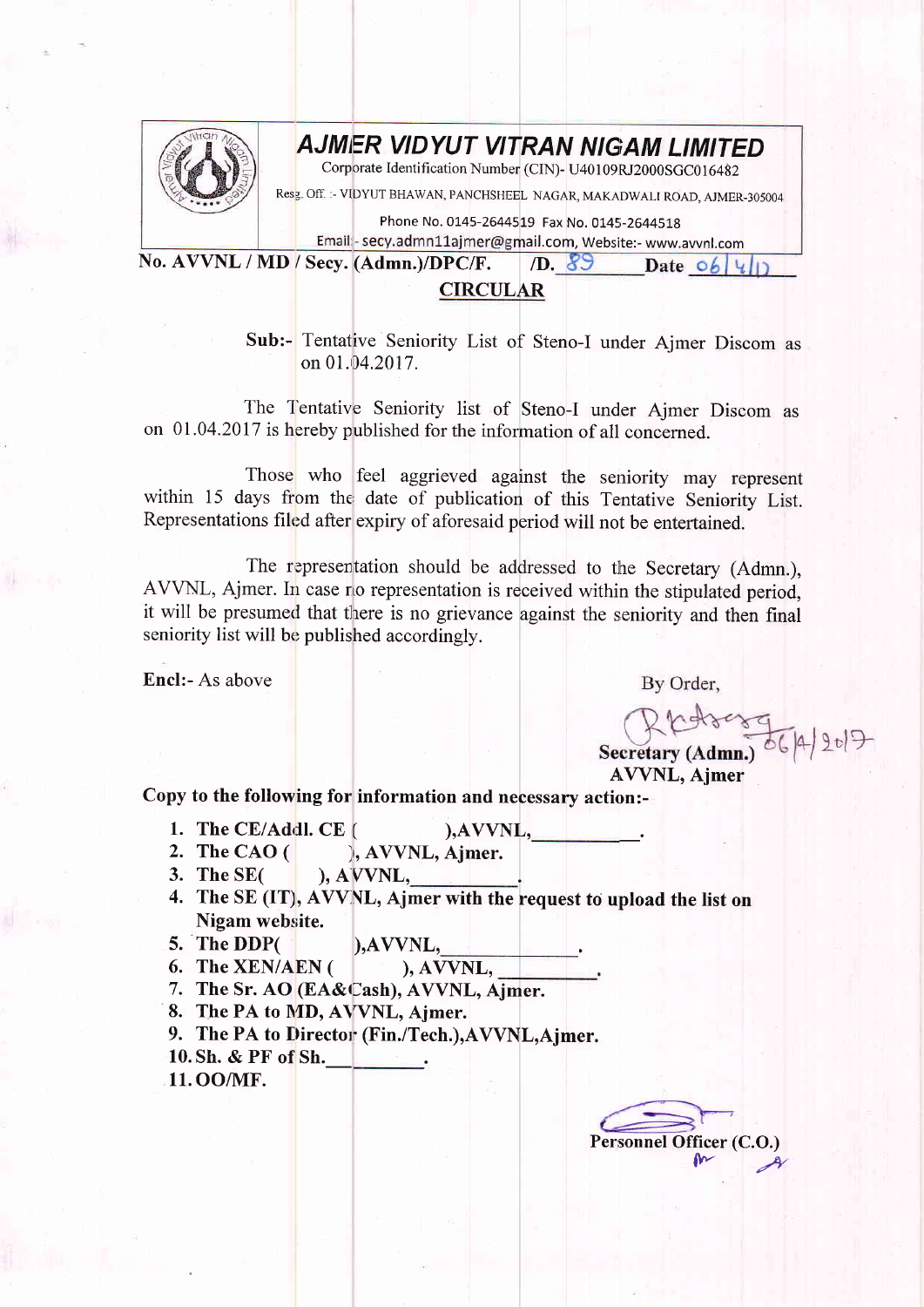# AJMER VIDYUT VITRAN NIGAM LIMITED

Corporate Identification Number (CIN)- U40109RJ2000SGC016482

Regd. Off. :- VIDYUT BHAWAN, PANCHSHEEL NAGAR, MAKADWALI ROAD, AJMER-305004

Phone No. 0145-2644519 Fax No. 0145-2644518

Email:- secy.admn11ajmer@gmail.com, Website:- www.avvnl.com

**No. AVVNL / MD / Secy. (Admn.)/DPC/F. /D. 89 Date 06/4/17**

## CIRCULAR

Sub:- Tentative Seniority List of Steno-I under Ajmer Discom as on 01.04.2017.

The Tentative Seniority list of Steno-I under Ajmer Discom as on 01.04.2017 is hereby published for the information of all concerned.

Those who feel aggrieved against the seniority may represent within 15 days from the date of publication of this Tentative Seniority List. Representations filed after expiry of aforesaid period will not be entertained.

The representation should be addressed to the Secretary (Admn.), AVVNL, Ajmer. In case no representation is received within the stipulated period, it will be presumed that there is no grievance against the seniority and then final seniority list will be published accordingly.

**Encl:-** As above

By Order,

06/4/2017

**Secretary (Admn.)**
**AVVNL, Ajmer**

**Copy to the following for information and necessary action:-**

1. **The CE/Addl. CE ( ),AVVNL,\_\_\_\_\_\_\_\_\_\_.**
2. **The CAO ( ), AVVNL, Ajmer.**
3. **The SE( ), AVVNL,\_\_\_\_\_\_\_\_\_\_.**
4. **The SE (IT), AVVNL, Ajmer with the request to upload the list on Nigam website.**
5. **The DDP( ),AVVNL,\_\_\_\_\_\_\_\_\_\_\_\_\_.**
6. **The XEN/AEN ( ), AVVNL, \_\_\_\_\_\_\_\_\_\_.**
7. **The Sr. AO (EA&Cash), AVVNL, Ajmer.**
8. **The PA to MD, AVVNL, Ajmer.**
9. **The PA to Director (Fin./Tech.),AVVNL,Ajmer.**
10. **Sh. & PF of Sh.\_\_\_\_\_\_\_\_\_\_.**
11. **OO/MF.**

**Personnel Officer (C.O.)**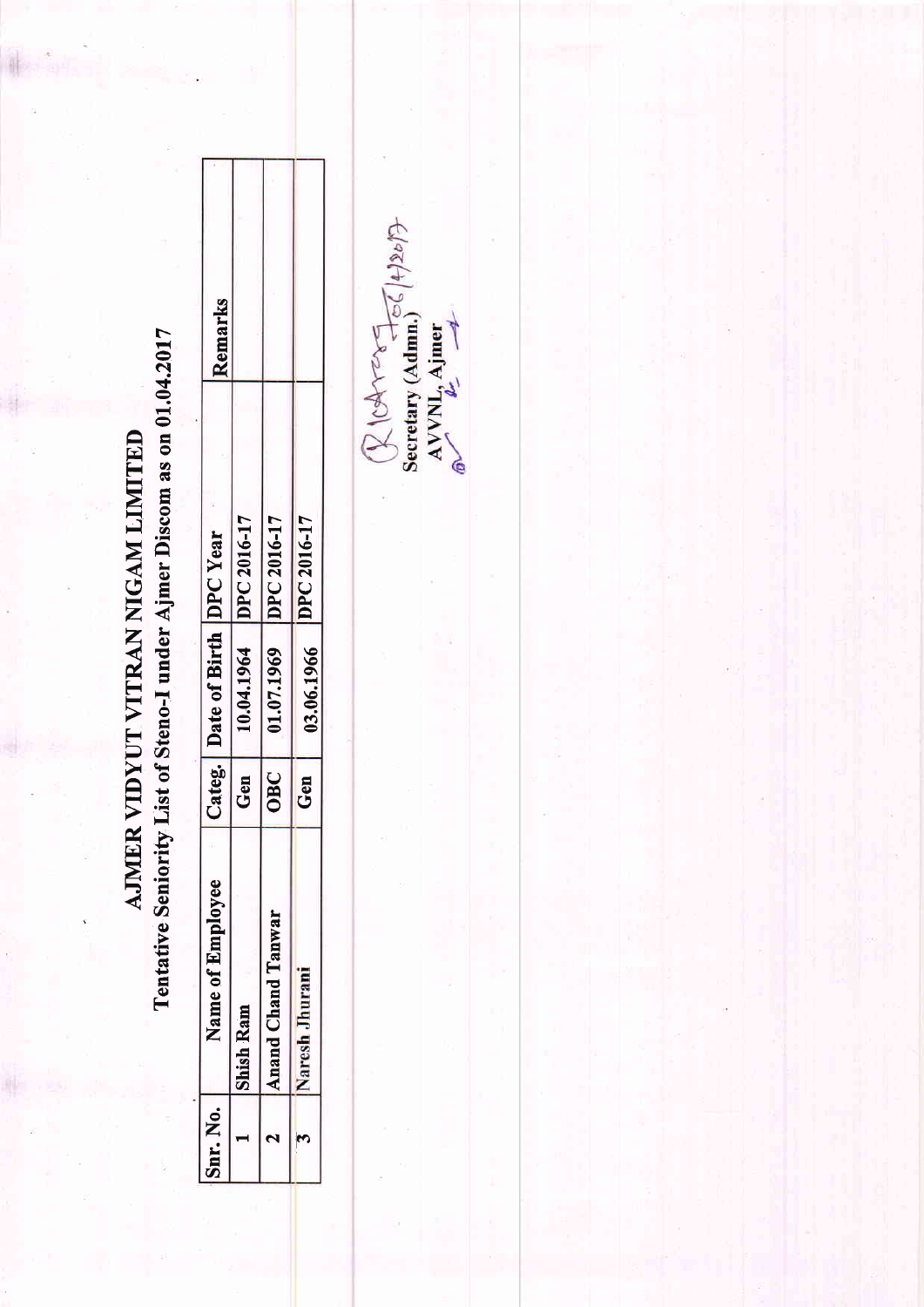# AJMER VIDYUT VITRAN NIGAM LIMITED

## Tentative Seniority List of Steno-I under Ajmer Discom as on 01.04.2017

| Snr. No. | Name of Employee | Categ. | Date of Birth | DPC Year | Remarks |
|---|---|---|---|---|---|
| 1 | Shish Ram | Gen | 10.04.1964 | DPC 2016-17 | |
| 2 | Anand Chand Tanwar | OBC | 01.07.1969 | DPC 2016-17 | |
| 3 | Naresh Jhurani | Gen | 03.06.1966 | DPC 2016-17 | |

06/4/2017

Secretary (Admn.)
AVVNL, Ajmer